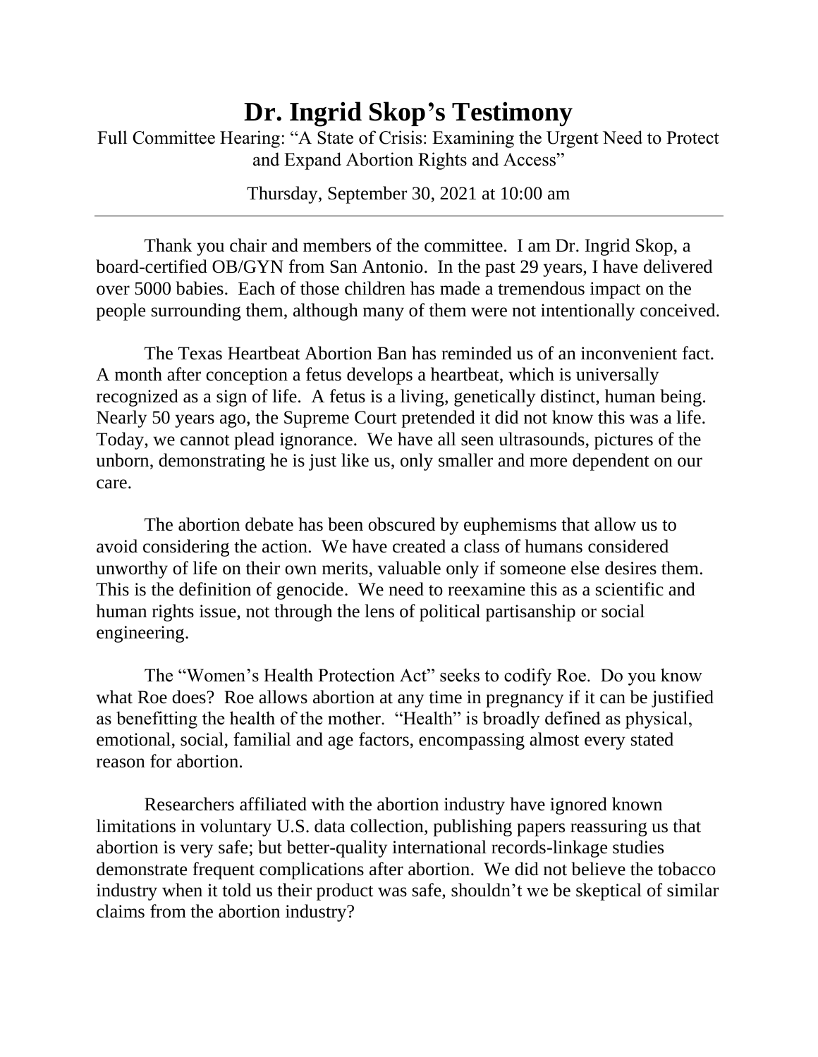# Dr. Ingrid Skop's Testimony

Full Committee Hearing: "A State of Crisis: Examining the Urgent Need to Protect and Expand Abortion Rights and Access"

Thursday, September 30, 2021 at 10:00 am

---

Thank you chair and members of the committee. I am Dr. Ingrid Skop, a board-certified OB/GYN from San Antonio. In the past 29 years, I have delivered over 5000 babies. Each of those children has made a tremendous impact on the people surrounding them, although many of them were not intentionally conceived.

The Texas Heartbeat Abortion Ban has reminded us of an inconvenient fact. A month after conception a fetus develops a heartbeat, which is universally recognized as a sign of life. A fetus is a living, genetically distinct, human being. Nearly 50 years ago, the Supreme Court pretended it did not know this was a life. Today, we cannot plead ignorance. We have all seen ultrasounds, pictures of the unborn, demonstrating he is just like us, only smaller and more dependent on our care.

The abortion debate has been obscured by euphemisms that allow us to avoid considering the action. We have created a class of humans considered unworthy of life on their own merits, valuable only if someone else desires them. This is the definition of genocide. We need to reexamine this as a scientific and human rights issue, not through the lens of political partisanship or social engineering.

The "Women's Health Protection Act" seeks to codify Roe. Do you know what Roe does? Roe allows abortion at any time in pregnancy if it can be justified as benefitting the health of the mother. "Health" is broadly defined as physical, emotional, social, familial and age factors, encompassing almost every stated reason for abortion.

Researchers affiliated with the abortion industry have ignored known limitations in voluntary U.S. data collection, publishing papers reassuring us that abortion is very safe; but better-quality international records-linkage studies demonstrate frequent complications after abortion. We did not believe the tobacco industry when it told us their product was safe, shouldn't we be skeptical of similar claims from the abortion industry?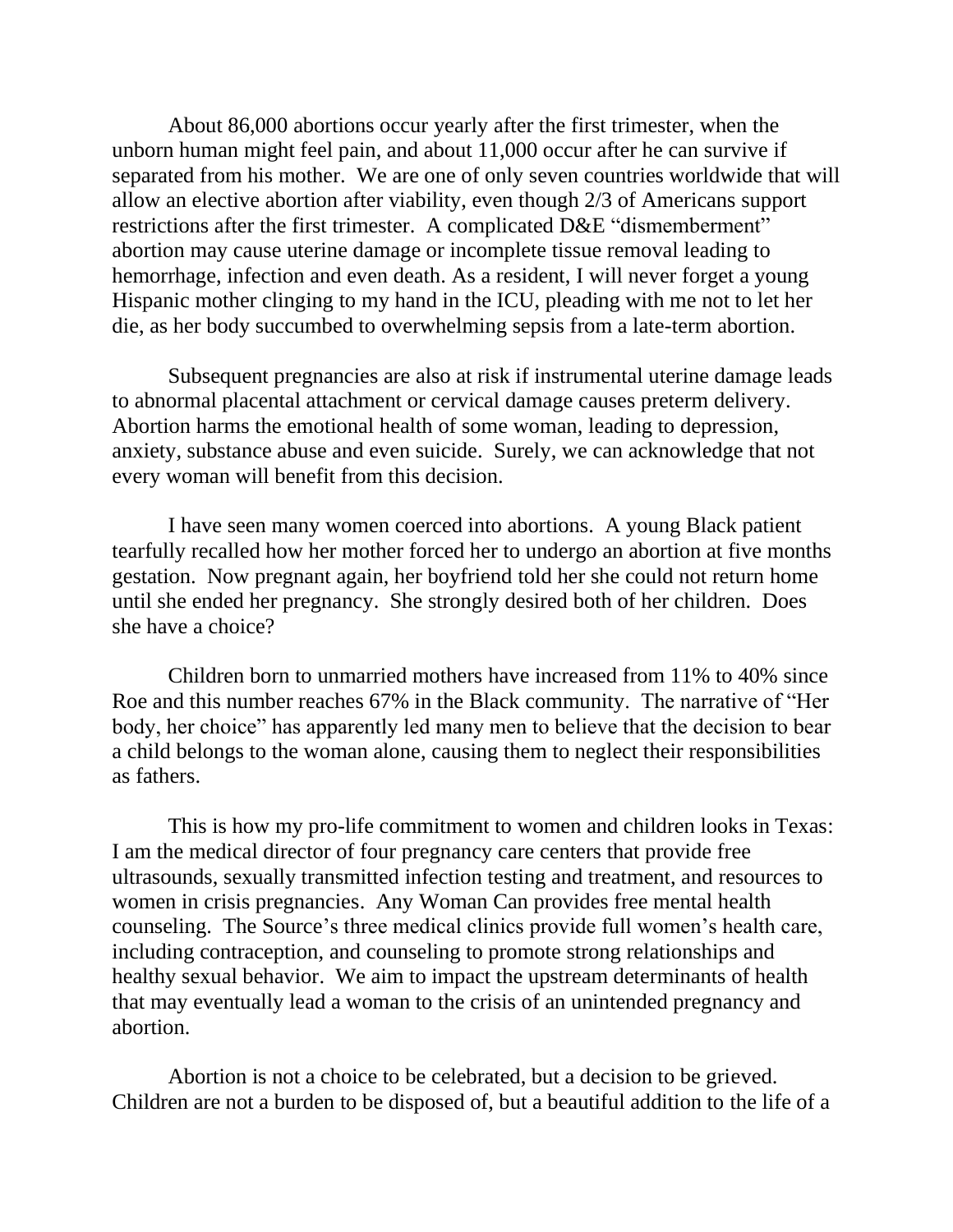About 86,000 abortions occur yearly after the first trimester, when the unborn human might feel pain, and about 11,000 occur after he can survive if separated from his mother. We are one of only seven countries worldwide that will allow an elective abortion after viability, even though 2/3 of Americans support restrictions after the first trimester. A complicated D&E "dismemberment" abortion may cause uterine damage or incomplete tissue removal leading to hemorrhage, infection and even death. As a resident, I will never forget a young Hispanic mother clinging to my hand in the ICU, pleading with me not to let her die, as her body succumbed to overwhelming sepsis from a late-term abortion.

Subsequent pregnancies are also at risk if instrumental uterine damage leads to abnormal placental attachment or cervical damage causes preterm delivery. Abortion harms the emotional health of some woman, leading to depression, anxiety, substance abuse and even suicide. Surely, we can acknowledge that not every woman will benefit from this decision.

I have seen many women coerced into abortions. A young Black patient tearfully recalled how her mother forced her to undergo an abortion at five months gestation. Now pregnant again, her boyfriend told her she could not return home until she ended her pregnancy. She strongly desired both of her children. Does she have a choice?

Children born to unmarried mothers have increased from 11% to 40% since Roe and this number reaches 67% in the Black community. The narrative of "Her body, her choice" has apparently led many men to believe that the decision to bear a child belongs to the woman alone, causing them to neglect their responsibilities as fathers.

This is how my pro-life commitment to women and children looks in Texas: I am the medical director of four pregnancy care centers that provide free ultrasounds, sexually transmitted infection testing and treatment, and resources to women in crisis pregnancies. Any Woman Can provides free mental health counseling. The Source's three medical clinics provide full women's health care, including contraception, and counseling to promote strong relationships and healthy sexual behavior. We aim to impact the upstream determinants of health that may eventually lead a woman to the crisis of an unintended pregnancy and abortion.

Abortion is not a choice to be celebrated, but a decision to be grieved. Children are not a burden to be disposed of, but a beautiful addition to the life of a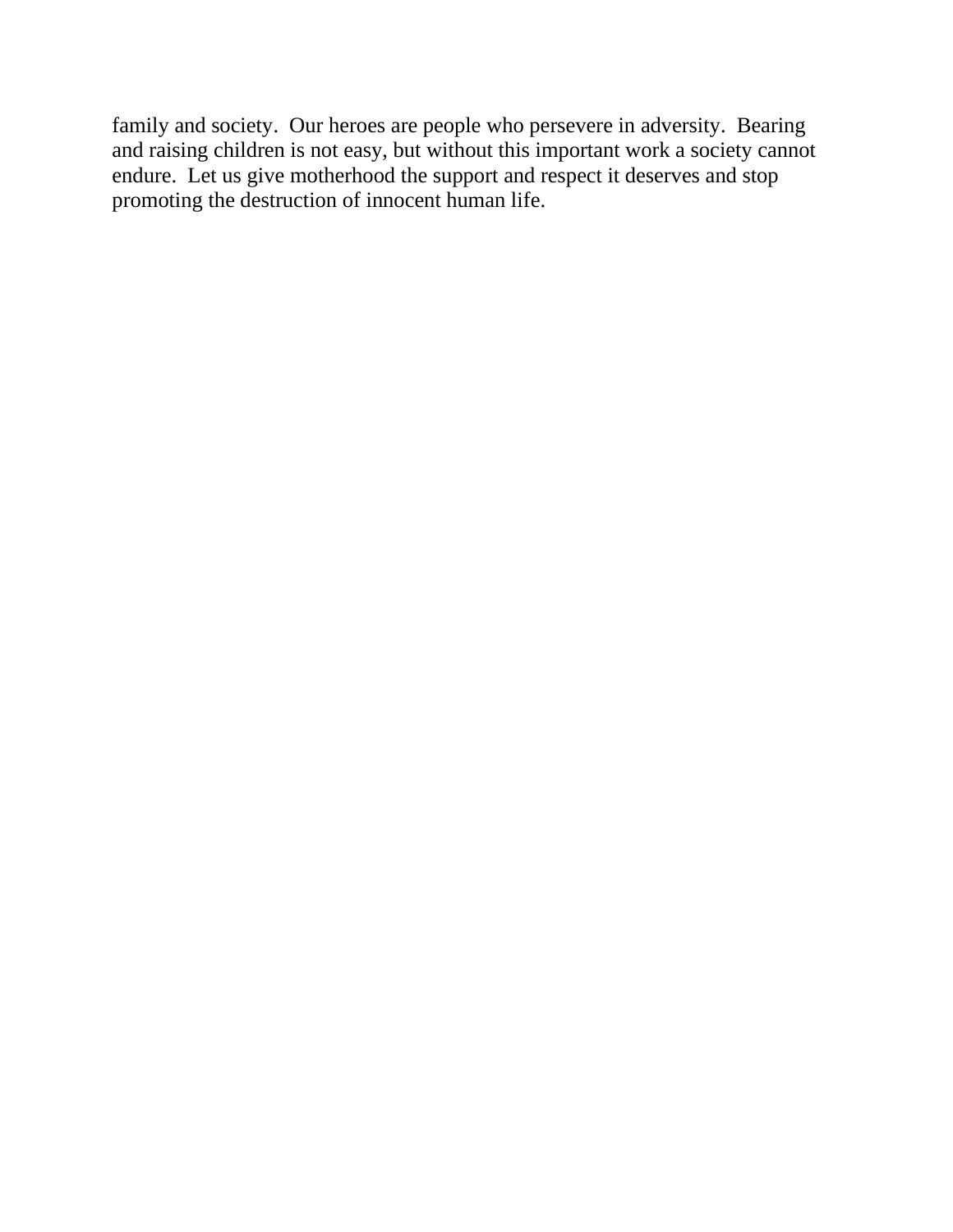family and society. Our heroes are people who persevere in adversity. Bearing and raising children is not easy, but without this important work a society cannot endure. Let us give motherhood the support and respect it deserves and stop promoting the destruction of innocent human life.